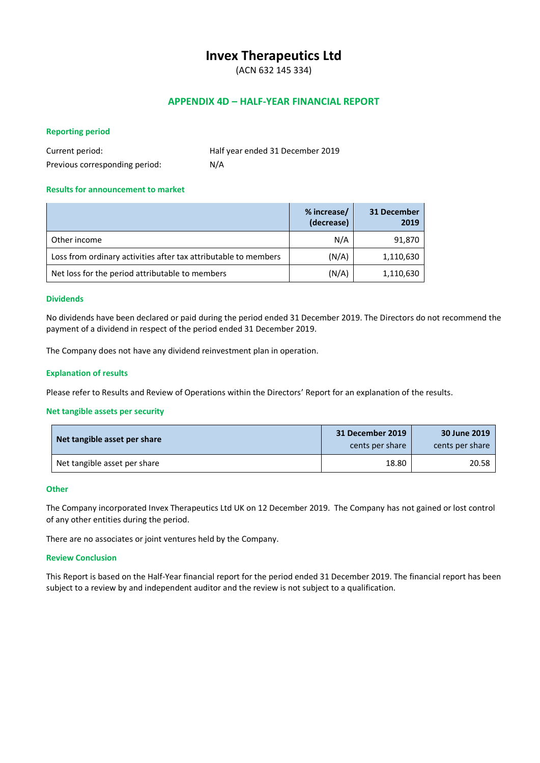# Invex Therapeutics Ltd

(ACN 632 145 334)

## APPENDIX 4D – HALF-YEAR FINANCIAL REPORT

### Reporting period

| | |
|---|---|
| Current period: | Half year ended 31 December 2019 |
| Previous corresponding period: | N/A |

### Results for announcement to market

| | % increase/ (decrease) | 31 December 2019 |
|---|---|---|
| Other income | N/A | 91,870 |
| Loss from ordinary activities after tax attributable to members | (N/A) | 1,110,630 |
| Net loss for the period attributable to members | (N/A) | 1,110,630 |

### Dividends

No dividends have been declared or paid during the period ended 31 December 2019. The Directors do not recommend the payment of a dividend in respect of the period ended 31 December 2019.

The Company does not have any dividend reinvestment plan in operation.

### Explanation of results

Please refer to Results and Review of Operations within the Directors' Report for an explanation of the results.

### Net tangible assets per security

| Net tangible asset per share | 31 December 2019 cents per share | 30 June 2019 cents per share |
|---|---|---|
| Net tangible asset per share | 18.80 | 20.58 |

### Other

The Company incorporated Invex Therapeutics Ltd UK on 12 December 2019. The Company has not gained or lost control of any other entities during the period.

There are no associates or joint ventures held by the Company.

### Review Conclusion

This Report is based on the Half-Year financial report for the period ended 31 December 2019. The financial report has been subject to a review by and independent auditor and the review is not subject to a qualification.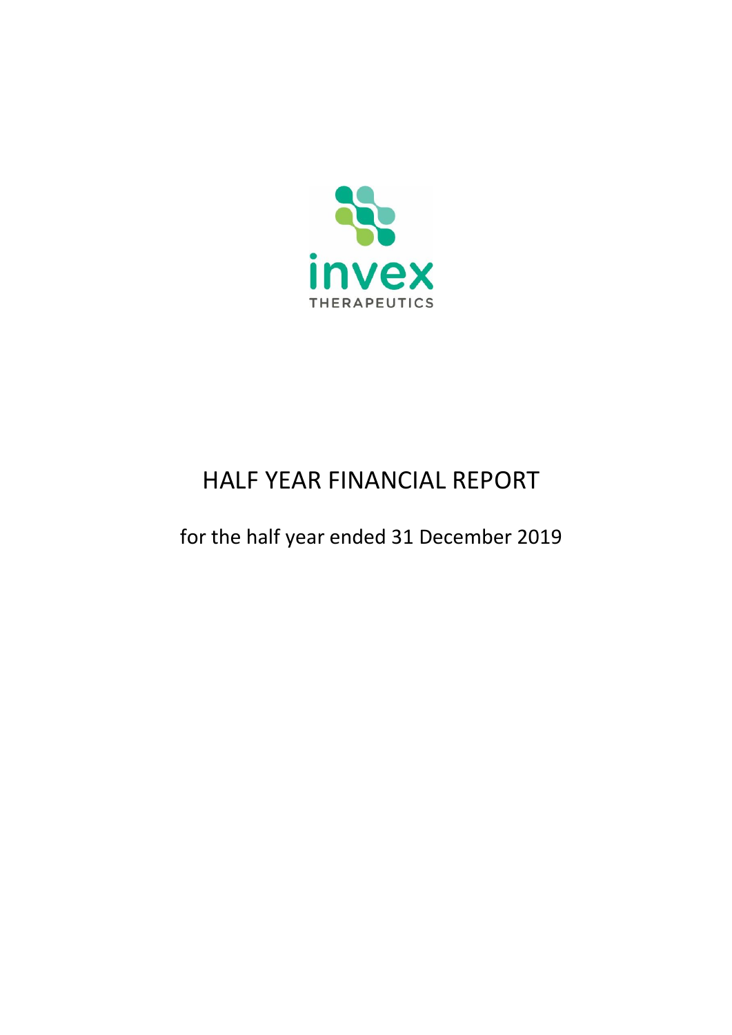invex

THERAPEUTICS

# HALF YEAR FINANCIAL REPORT

for the half year ended 31 December 2019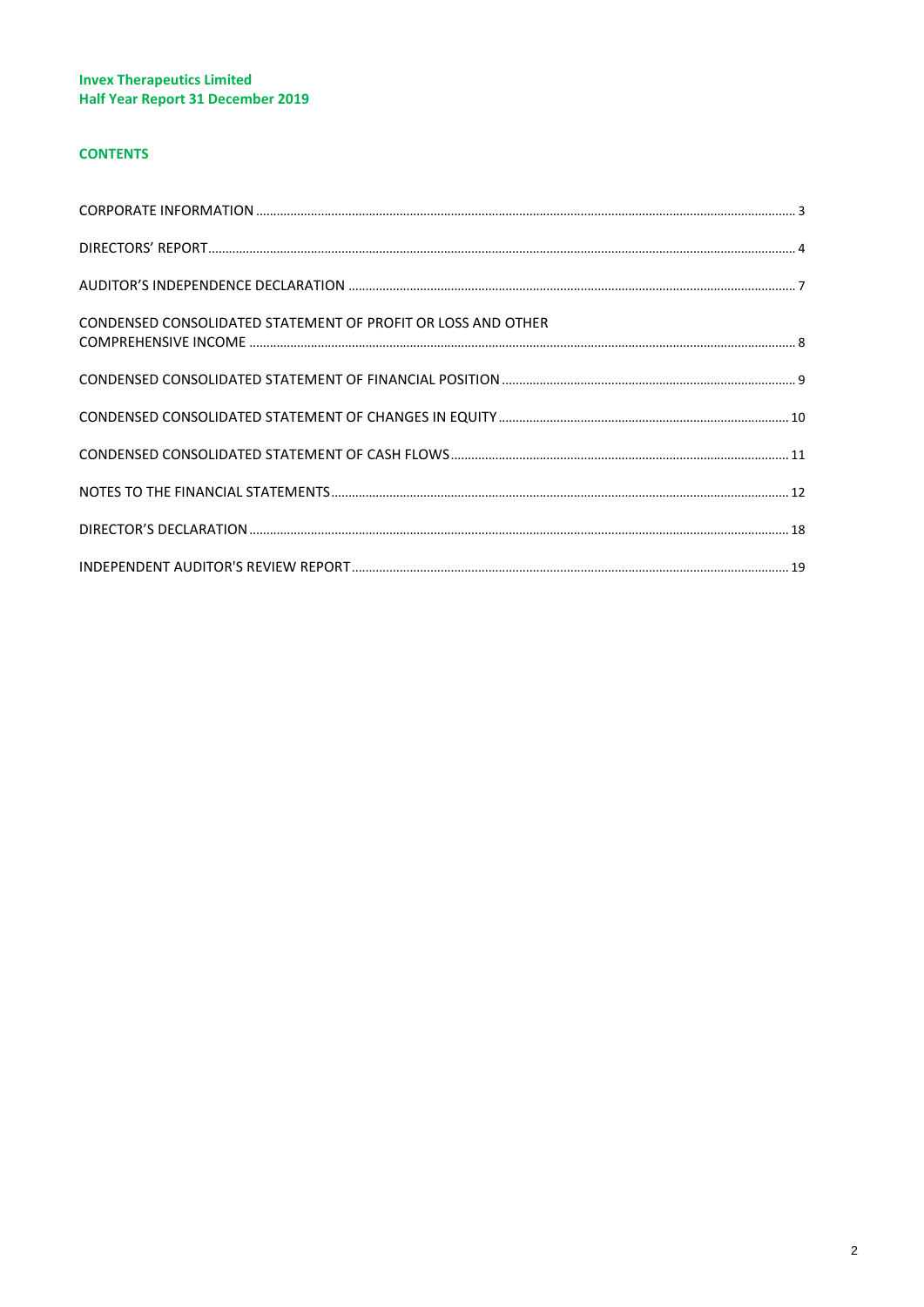**Invex Therapeutics Limited**
**Half Year Report 31 December 2019**

## CONTENTS

| | |
|---|---|
| CORPORATE INFORMATION | 3 |
| DIRECTORS' REPORT | 4 |
| AUDITOR'S INDEPENDENCE DECLARATION | 7 |
| CONDENSED CONSOLIDATED STATEMENT OF PROFIT OR LOSS AND OTHER COMPREHENSIVE INCOME | 8 |
| CONDENSED CONSOLIDATED STATEMENT OF FINANCIAL POSITION | 9 |
| CONDENSED CONSOLIDATED STATEMENT OF CHANGES IN EQUITY | 10 |
| CONDENSED CONSOLIDATED STATEMENT OF CASH FLOWS | 11 |
| NOTES TO THE FINANCIAL STATEMENTS | 12 |
| DIRECTOR'S DECLARATION | 18 |
| INDEPENDENT AUDITOR'S REVIEW REPORT | 19 |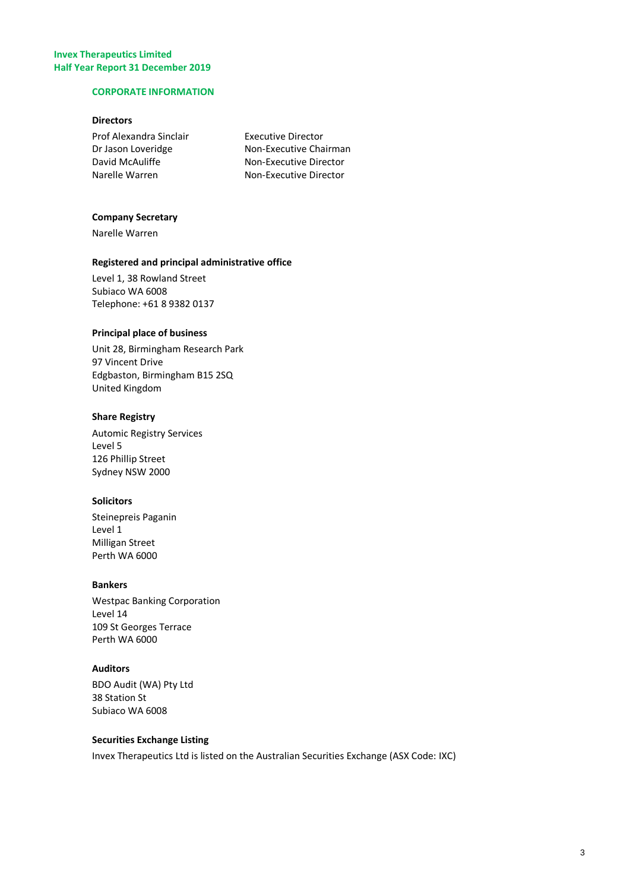**Invex Therapeutics Limited**
**Half Year Report 31 December 2019**

## CORPORATE INFORMATION

### Directors

| | |
|---|---|
| Prof Alexandra Sinclair | Executive Director |
| Dr Jason Loveridge | Non-Executive Chairman |
| David McAuliffe | Non-Executive Director |
| Narelle Warren | Non-Executive Director |

### Company Secretary

Narelle Warren

### Registered and principal administrative office

Level 1, 38 Rowland Street
Subiaco WA 6008
Telephone: +61 8 9382 0137

### Principal place of business

Unit 28, Birmingham Research Park
97 Vincent Drive
Edgbaston, Birmingham B15 2SQ
United Kingdom

### Share Registry

Automic Registry Services
Level 5
126 Phillip Street
Sydney NSW 2000

### Solicitors

Steinepreis Paganin
Level 1
Milligan Street
Perth WA 6000

### Bankers

Westpac Banking Corporation
Level 14
109 St Georges Terrace
Perth WA 6000

### Auditors

BDO Audit (WA) Pty Ltd
38 Station St
Subiaco WA 6008

### Securities Exchange Listing

Invex Therapeutics Ltd is listed on the Australian Securities Exchange (ASX Code: IXC)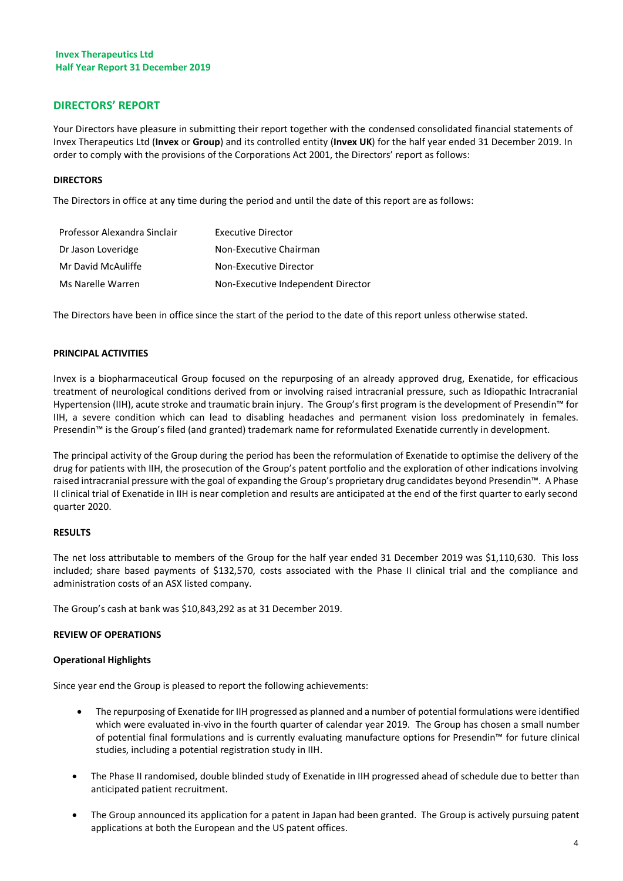## DIRECTORS' REPORT

Your Directors have pleasure in submitting their report together with the condensed consolidated financial statements of Invex Therapeutics Ltd (**Invex** or **Group**) and its controlled entity (**Invex UK**) for the half year ended 31 December 2019. In order to comply with the provisions of the Corporations Act 2001, the Directors' report as follows:

### DIRECTORS

The Directors in office at any time during the period and until the date of this report are as follows:

| | |
|---|---|
| Professor Alexandra Sinclair | Executive Director |
| Dr Jason Loveridge | Non-Executive Chairman |
| Mr David McAuliffe | Non-Executive Director |
| Ms Narelle Warren | Non-Executive Independent Director |

The Directors have been in office since the start of the period to the date of this report unless otherwise stated.

### PRINCIPAL ACTIVITIES

Invex is a biopharmaceutical Group focused on the repurposing of an already approved drug, Exenatide, for efficacious treatment of neurological conditions derived from or involving raised intracranial pressure, such as Idiopathic Intracranial Hypertension (IIH), acute stroke and traumatic brain injury. The Group's first program is the development of Presendin™ for IIH, a severe condition which can lead to disabling headaches and permanent vision loss predominately in females. Presendin™ is the Group's filed (and granted) trademark name for reformulated Exenatide currently in development.

The principal activity of the Group during the period has been the reformulation of Exenatide to optimise the delivery of the drug for patients with IIH, the prosecution of the Group's patent portfolio and the exploration of other indications involving raised intracranial pressure with the goal of expanding the Group's proprietary drug candidates beyond Presendin™. A Phase II clinical trial of Exenatide in IIH is near completion and results are anticipated at the end of the first quarter to early second quarter 2020.

### RESULTS

The net loss attributable to members of the Group for the half year ended 31 December 2019 was $1,110,630. This loss included; share based payments of $132,570, costs associated with the Phase II clinical trial and the compliance and administration costs of an ASX listed company.

The Group's cash at bank was $10,843,292 as at 31 December 2019.

### REVIEW OF OPERATIONS

#### Operational Highlights

Since year end the Group is pleased to report the following achievements:

- The repurposing of Exenatide for IIH progressed as planned and a number of potential formulations were identified which were evaluated in-vivo in the fourth quarter of calendar year 2019. The Group has chosen a small number of potential final formulations and is currently evaluating manufacture options for Presendin™ for future clinical studies, including a potential registration study in IIH.
- The Phase II randomised, double blinded study of Exenatide in IIH progressed ahead of schedule due to better than anticipated patient recruitment.
- The Group announced its application for a patent in Japan had been granted. The Group is actively pursuing patent applications at both the European and the US patent offices.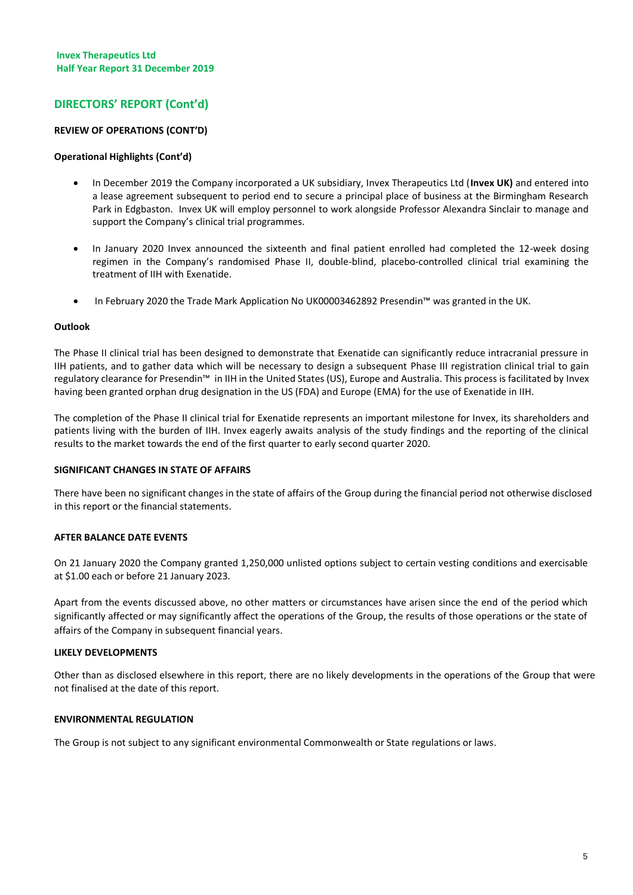## DIRECTORS' REPORT (Cont'd)

### REVIEW OF OPERATIONS (CONT'D)

#### Operational Highlights (Cont'd)

- In December 2019 the Company incorporated a UK subsidiary, Invex Therapeutics Ltd (**Invex UK)** and entered into a lease agreement subsequent to period end to secure a principal place of business at the Birmingham Research Park in Edgbaston. Invex UK will employ personnel to work alongside Professor Alexandra Sinclair to manage and support the Company's clinical trial programmes.

- In January 2020 Invex announced the sixteenth and final patient enrolled had completed the 12-week dosing regimen in the Company's randomised Phase II, double-blind, placebo-controlled clinical trial examining the treatment of IIH with Exenatide.

- In February 2020 the Trade Mark Application No UK00003462892 Presendin™ was granted in the UK.

#### Outlook

The Phase II clinical trial has been designed to demonstrate that Exenatide can significantly reduce intracranial pressure in IIH patients, and to gather data which will be necessary to design a subsequent Phase III registration clinical trial to gain regulatory clearance for Presendin™ in IIH in the United States (US), Europe and Australia. This process is facilitated by Invex having been granted orphan drug designation in the US (FDA) and Europe (EMA) for the use of Exenatide in IIH.

The completion of the Phase II clinical trial for Exenatide represents an important milestone for Invex, its shareholders and patients living with the burden of IIH. Invex eagerly awaits analysis of the study findings and the reporting of the clinical results to the market towards the end of the first quarter to early second quarter 2020.

### SIGNIFICANT CHANGES IN STATE OF AFFAIRS

There have been no significant changes in the state of affairs of the Group during the financial period not otherwise disclosed in this report or the financial statements.

### AFTER BALANCE DATE EVENTS

On 21 January 2020 the Company granted 1,250,000 unlisted options subject to certain vesting conditions and exercisable at $1.00 each or before 21 January 2023.

Apart from the events discussed above, no other matters or circumstances have arisen since the end of the period which significantly affected or may significantly affect the operations of the Group, the results of those operations or the state of affairs of the Company in subsequent financial years.

### LIKELY DEVELOPMENTS

Other than as disclosed elsewhere in this report, there are no likely developments in the operations of the Group that were not finalised at the date of this report.

### ENVIRONMENTAL REGULATION

The Group is not subject to any significant environmental Commonwealth or State regulations or laws.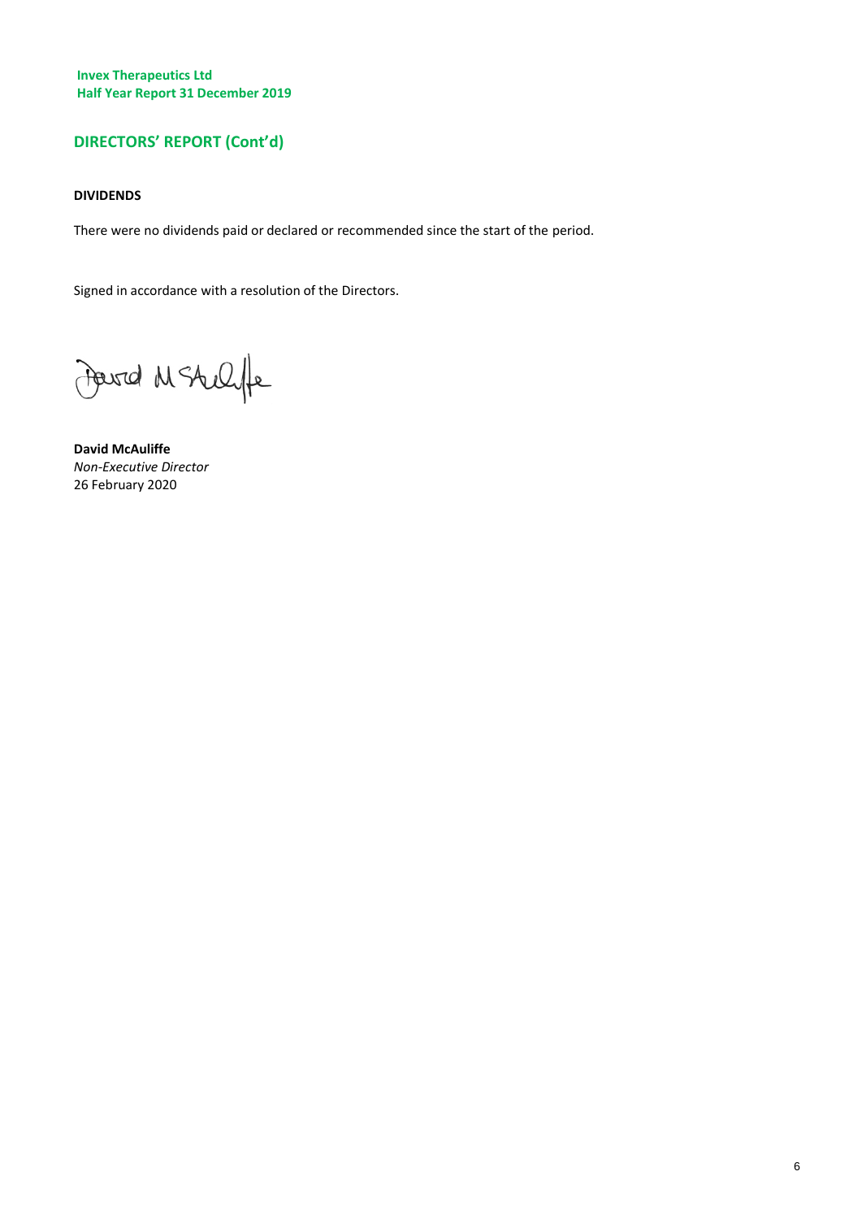## DIRECTORS' REPORT (Cont'd)

**DIVIDENDS**

There were no dividends paid or declared or recommended since the start of the period.

Signed in accordance with a resolution of the Directors.

**David McAuliffe**
*Non-Executive Director*
26 February 2020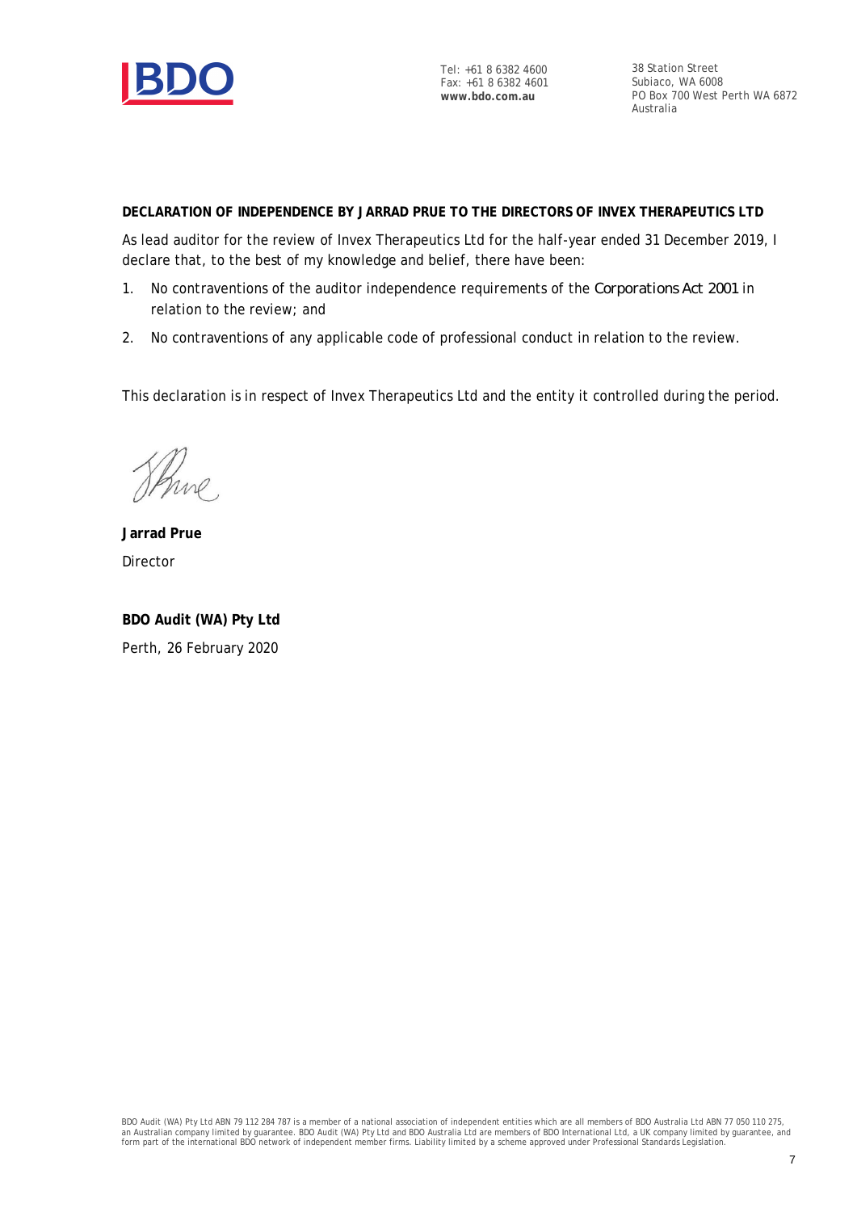Tel: +61 8 6382 4600
Fax: +61 8 6382 4601
**www.bdo.com.au**

38 Station Street
Subiaco, WA 6008
PO Box 700 West Perth WA 6872
Australia

**DECLARATION OF INDEPENDENCE BY JARRAD PRUE TO THE DIRECTORS OF INVEX THERAPEUTICS LTD**

As lead auditor for the review of Invex Therapeutics Ltd for the half-year ended 31 December 2019, I declare that, to the best of my knowledge and belief, there have been:

1. No contraventions of the auditor independence requirements of the *Corporations Act 2001* in relation to the review; and
2. No contraventions of any applicable code of professional conduct in relation to the review.

This declaration is in respect of Invex Therapeutics Ltd and the entity it controlled during the period.

**Jarrad Prue**
Director

**BDO Audit (WA) Pty Ltd**
Perth, 26 February 2020

BDO Audit (WA) Pty Ltd ABN 79 112 284 787 is a member of a national association of independent entities which are all members of BDO Australia Ltd ABN 77 050 110 275, an Australian company limited by guarantee. BDO Audit (WA) Pty Ltd and BDO Australia Ltd are members of BDO International Ltd, a UK company limited by guarantee, and form part of the international BDO network of independent member firms. Liability limited by a scheme approved under Professional Standards Legislation.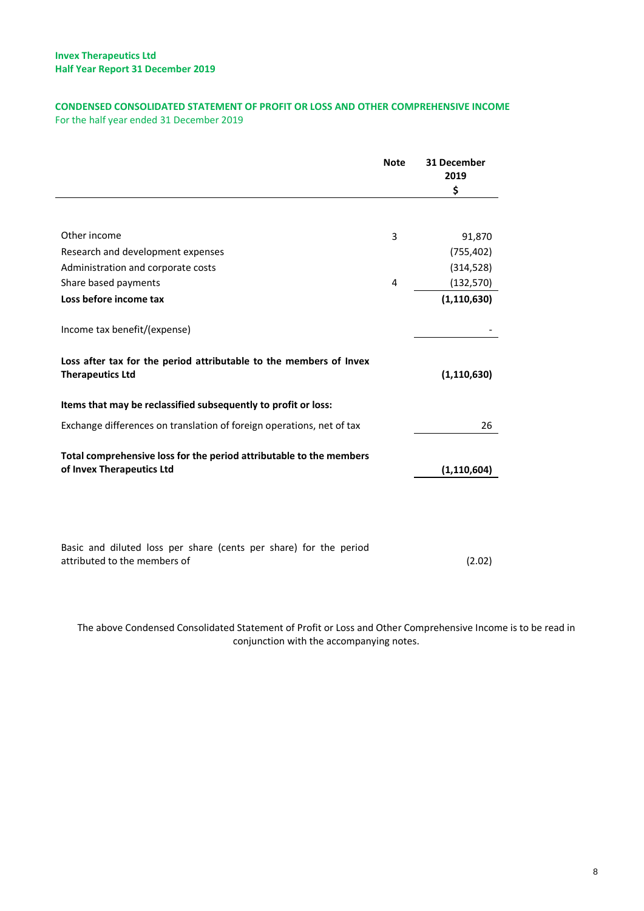**Invex Therapeutics Ltd**
**Half Year Report 31 December 2019**

## CONDENSED CONSOLIDATED STATEMENT OF PROFIT OR LOSS AND OTHER COMPREHENSIVE INCOME

For the half year ended 31 December 2019

| | Note | 31 December 2019 $ |
|---|---|---|
| Other income | 3 | 91,870 |
| Research and development expenses | | (755,402) |
| Administration and corporate costs | | (314,528) |
| Share based payments | 4 | (132,570) |
| **Loss before income tax** | | **(1,110,630)** |
| Income tax benefit/(expense) | | - |
| **Loss after tax for the period attributable to the members of Invex Therapeutics Ltd** | | **(1,110,630)** |
| **Items that may be reclassified subsequently to profit or loss:** | | |
| Exchange differences on translation of foreign operations, net of tax | | 26 |
| **Total comprehensive loss for the period attributable to the members of Invex Therapeutics Ltd** | | **(1,110,604)** |
| Basic and diluted loss per share (cents per share) for the period attributed to the members of | | (2.02) |

The above Condensed Consolidated Statement of Profit or Loss and Other Comprehensive Income is to be read in conjunction with the accompanying notes.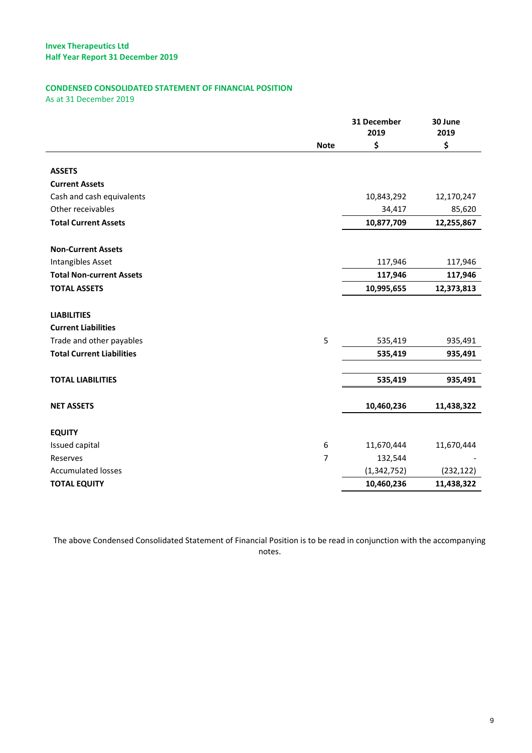**CONDENSED CONSOLIDATED STATEMENT OF FINANCIAL POSITION**

As at 31 December 2019

| | Note | 31 December 2019 $ | 30 June 2019 $ |
|---|---|---|---|
| **ASSETS** | | | |
| **Current Assets** | | | |
| Cash and cash equivalents | | 10,843,292 | 12,170,247 |
| Other receivables | | 34,417 | 85,620 |
| **Total Current Assets** | | **10,877,709** | **12,255,867** |
| | | | |
| **Non-Current Assets** | | | |
| Intangibles Asset | | 117,946 | 117,946 |
| **Total Non-current Assets** | | **117,946** | **117,946** |
| **TOTAL ASSETS** | | **10,995,655** | **12,373,813** |
| | | | |
| **LIABILITIES** | | | |
| **Current Liabilities** | | | |
| Trade and other payables | 5 | 535,419 | 935,491 |
| **Total Current Liabilities** | | **535,419** | **935,491** |
| | | | |
| **TOTAL LIABILITIES** | | **535,419** | **935,491** |
| | | | |
| **NET ASSETS** | | **10,460,236** | **11,438,322** |
| | | | |
| **EQUITY** | | | |
| Issued capital | 6 | 11,670,444 | 11,670,444 |
| Reserves | 7 | 132,544 | - |
| Accumulated losses | | (1,342,752) | (232,122) |
| **TOTAL EQUITY** | | **10,460,236** | **11,438,322** |

The above Condensed Consolidated Statement of Financial Position is to be read in conjunction with the accompanying notes.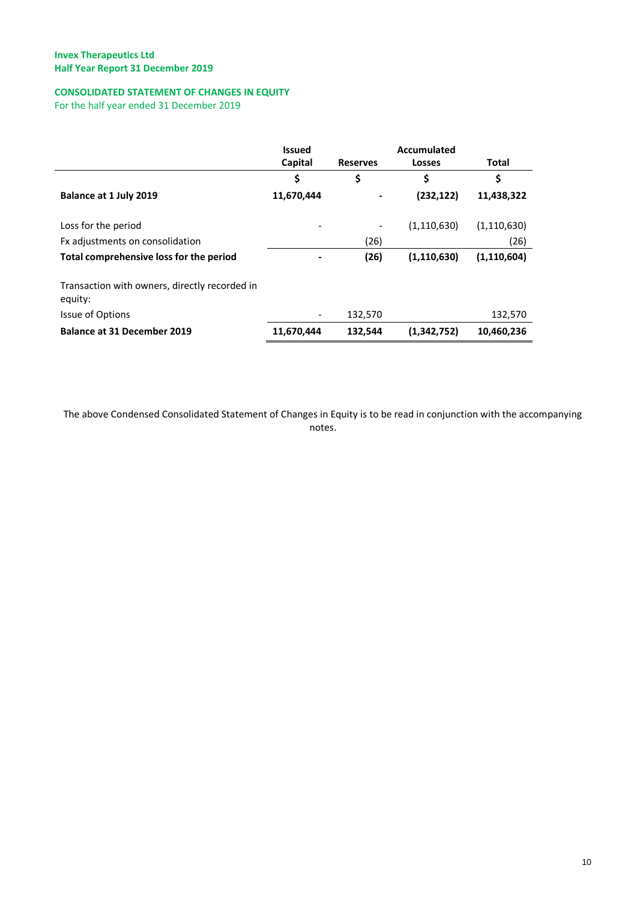**Invex Therapeutics Ltd**
**Half Year Report 31 December 2019**

## CONSOLIDATED STATEMENT OF CHANGES IN EQUITY

For the half year ended 31 December 2019

| | Issued Capital | Reserves | Accumulated Losses | Total |
|---|---|---|---|---|
| | $ | $ | $ | $ |
| **Balance at 1 July 2019** | **11,670,444** | **-** | **(232,122)** | **11,438,322** |
| Loss for the period | - | - | (1,110,630) | (1,110,630) |
| Fx adjustments on consolidation | | (26) | | (26) |
| **Total comprehensive loss for the period** | **-** | **(26)** | **(1,110,630)** | **(1,110,604)** |
| Transaction with owners, directly recorded in equity: | | | | |
| Issue of Options | - | 132,570 | | 132,570 |
| **Balance at 31 December 2019** | **11,670,444** | **132,544** | **(1,342,752)** | **10,460,236** |

The above Condensed Consolidated Statement of Changes in Equity is to be read in conjunction with the accompanying notes.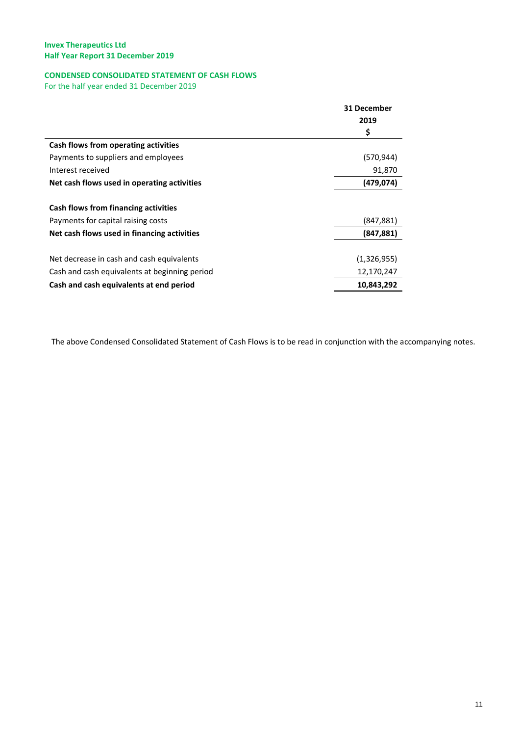## CONDENSED CONSOLIDATED STATEMENT OF CASH FLOWS

For the half year ended 31 December 2019

| | 31 December 2019 $ |
|---|---|
| **Cash flows from operating activities** | |
| Payments to suppliers and employees | (570,944) |
| Interest received | 91,870 |
| **Net cash flows used in operating activities** | **(479,074)** |
| | |
| **Cash flows from financing activities** | |
| Payments for capital raising costs | (847,881) |
| **Net cash flows used in financing activities** | **(847,881)** |
| | |
| Net decrease in cash and cash equivalents | (1,326,955) |
| Cash and cash equivalents at beginning period | 12,170,247 |
| **Cash and cash equivalents at end period** | **10,843,292** |

The above Condensed Consolidated Statement of Cash Flows is to be read in conjunction with the accompanying notes.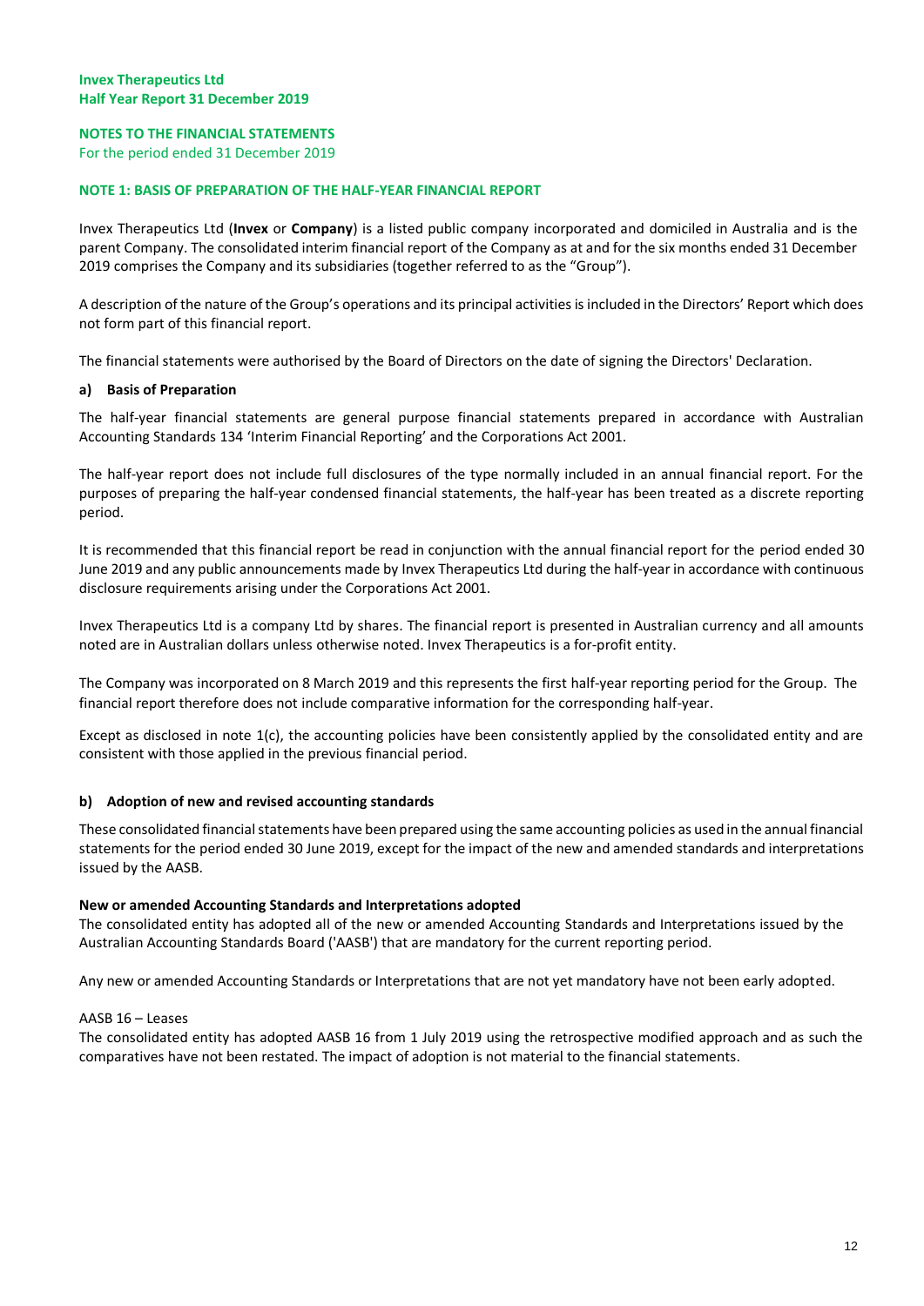## NOTES TO THE FINANCIAL STATEMENTS

For the period ended 31 December 2019

### NOTE 1: BASIS OF PREPARATION OF THE HALF-YEAR FINANCIAL REPORT

Invex Therapeutics Ltd (**Invex** or **Company**) is a listed public company incorporated and domiciled in Australia and is the parent Company. The consolidated interim financial report of the Company as at and for the six months ended 31 December 2019 comprises the Company and its subsidiaries (together referred to as the "Group").

A description of the nature of the Group's operations and its principal activities is included in the Directors' Report which does not form part of this financial report.

The financial statements were authorised by the Board of Directors on the date of signing the Directors' Declaration.

#### a) Basis of Preparation

The half-year financial statements are general purpose financial statements prepared in accordance with Australian Accounting Standards 134 'Interim Financial Reporting' and the Corporations Act 2001.

The half-year report does not include full disclosures of the type normally included in an annual financial report. For the purposes of preparing the half-year condensed financial statements, the half-year has been treated as a discrete reporting period.

It is recommended that this financial report be read in conjunction with the annual financial report for the period ended 30 June 2019 and any public announcements made by Invex Therapeutics Ltd during the half-year in accordance with continuous disclosure requirements arising under the Corporations Act 2001.

Invex Therapeutics Ltd is a company Ltd by shares. The financial report is presented in Australian currency and all amounts noted are in Australian dollars unless otherwise noted. Invex Therapeutics is a for-profit entity.

The Company was incorporated on 8 March 2019 and this represents the first half-year reporting period for the Group. The financial report therefore does not include comparative information for the corresponding half-year.

Except as disclosed in note 1(c), the accounting policies have been consistently applied by the consolidated entity and are consistent with those applied in the previous financial period.

#### b) Adoption of new and revised accounting standards

These consolidated financial statements have been prepared using the same accounting policies as used in the annual financial statements for the period ended 30 June 2019, except for the impact of the new and amended standards and interpretations issued by the AASB.

**New or amended Accounting Standards and Interpretations adopted**

The consolidated entity has adopted all of the new or amended Accounting Standards and Interpretations issued by the Australian Accounting Standards Board ('AASB') that are mandatory for the current reporting period.

Any new or amended Accounting Standards or Interpretations that are not yet mandatory have not been early adopted.

AASB 16 – Leases

The consolidated entity has adopted AASB 16 from 1 July 2019 using the retrospective modified approach and as such the comparatives have not been restated. The impact of adoption is not material to the financial statements.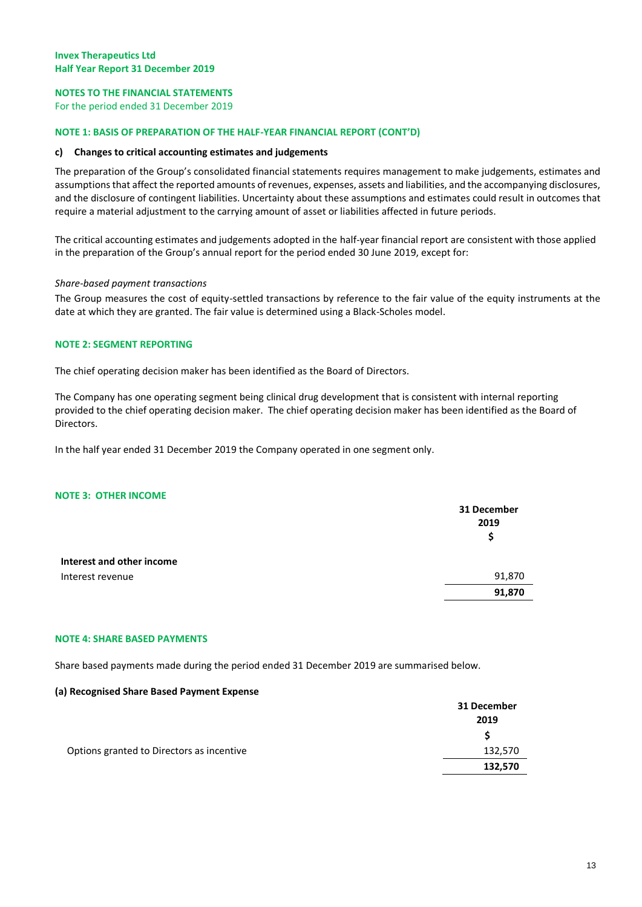**Invex Therapeutics Ltd**
**Half Year Report 31 December 2019**

## NOTES TO THE FINANCIAL STATEMENTS
For the period ended 31 December 2019

### NOTE 1: BASIS OF PREPARATION OF THE HALF-YEAR FINANCIAL REPORT (CONT'D)

#### c) Changes to critical accounting estimates and judgements

The preparation of the Group's consolidated financial statements requires management to make judgements, estimates and assumptions that affect the reported amounts of revenues, expenses, assets and liabilities, and the accompanying disclosures, and the disclosure of contingent liabilities. Uncertainty about these assumptions and estimates could result in outcomes that require a material adjustment to the carrying amount of asset or liabilities affected in future periods.

The critical accounting estimates and judgements adopted in the half-year financial report are consistent with those applied in the preparation of the Group's annual report for the period ended 30 June 2019, except for:

*Share-based payment transactions*

The Group measures the cost of equity-settled transactions by reference to the fair value of the equity instruments at the date at which they are granted. The fair value is determined using a Black-Scholes model.

### NOTE 2: SEGMENT REPORTING

The chief operating decision maker has been identified as the Board of Directors.

The Company has one operating segment being clinical drug development that is consistent with internal reporting provided to the chief operating decision maker. The chief operating decision maker has been identified as the Board of Directors.

In the half year ended 31 December 2019 the Company operated in one segment only.

### NOTE 3: OTHER INCOME

| | 31 December 2019 $ |
|---|---|
| **Interest and other income** | |
| Interest revenue | 91,870 |
| | **91,870** |

### NOTE 4: SHARE BASED PAYMENTS

Share based payments made during the period ended 31 December 2019 are summarised below.

**(a) Recognised Share Based Payment Expense**

| | 31 December 2019 $ |
|---|---|
| Options granted to Directors as incentive | 132,570 |
| | **132,570** |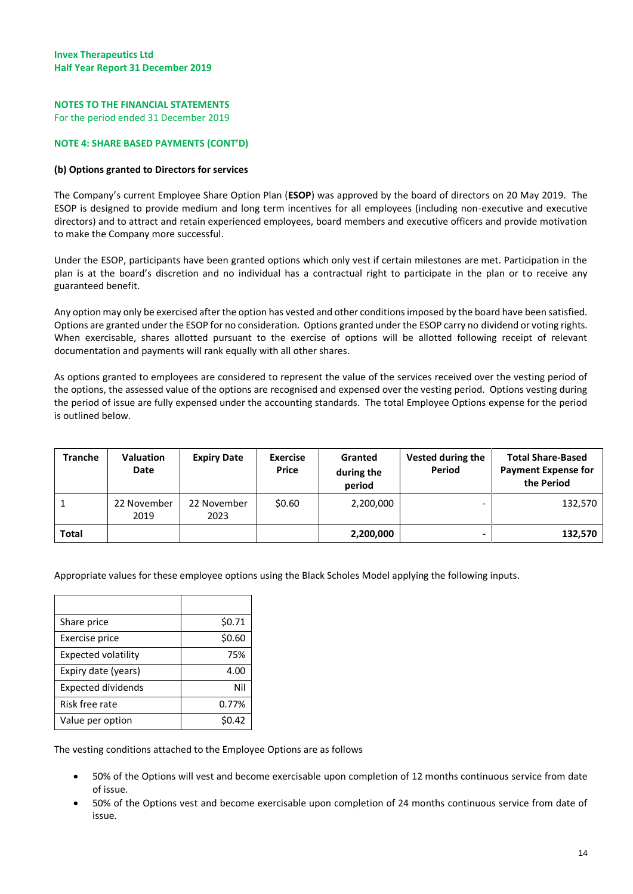## NOTES TO THE FINANCIAL STATEMENTS

For the period ended 31 December 2019

### NOTE 4: SHARE BASED PAYMENTS (CONT'D)

**(b) Options granted to Directors for services**

The Company's current Employee Share Option Plan (**ESOP**) was approved by the board of directors on 20 May 2019. The ESOP is designed to provide medium and long term incentives for all employees (including non-executive and executive directors) and to attract and retain experienced employees, board members and executive officers and provide motivation to make the Company more successful.

Under the ESOP, participants have been granted options which only vest if certain milestones are met. Participation in the plan is at the board's discretion and no individual has a contractual right to participate in the plan or to receive any guaranteed benefit.

Any option may only be exercised after the option has vested and other conditions imposed by the board have been satisfied. Options are granted under the ESOP for no consideration. Options granted under the ESOP carry no dividend or voting rights. When exercisable, shares allotted pursuant to the exercise of options will be allotted following receipt of relevant documentation and payments will rank equally with all other shares.

As options granted to employees are considered to represent the value of the services received over the vesting period of the options, the assessed value of the options are recognised and expensed over the vesting period. Options vesting during the period of issue are fully expensed under the accounting standards. The total Employee Options expense for the period is outlined below.

| Tranche | Valuation Date | Expiry Date | Exercise Price | Granted during the period | Vested during the Period | Total Share-Based Payment Expense for the Period |
|---|---|---|---|---|---|---|
| 1 | 22 November 2019 | 22 November 2023 | $0.60 | 2,200,000 | - | 132,570 |
| **Total** | | | | **2,200,000** | **-** | **132,570** |

Appropriate values for these employee options using the Black Scholes Model applying the following inputs.

| | |
|---|---|
| Share price | $0.71 |
| Exercise price | $0.60 |
| Expected volatility | 75% |
| Expiry date (years) | 4.00 |
| Expected dividends | Nil |
| Risk free rate | 0.77% |
| Value per option | $0.42 |

The vesting conditions attached to the Employee Options are as follows

- 50% of the Options will vest and become exercisable upon completion of 12 months continuous service from date of issue.
- 50% of the Options vest and become exercisable upon completion of 24 months continuous service from date of issue.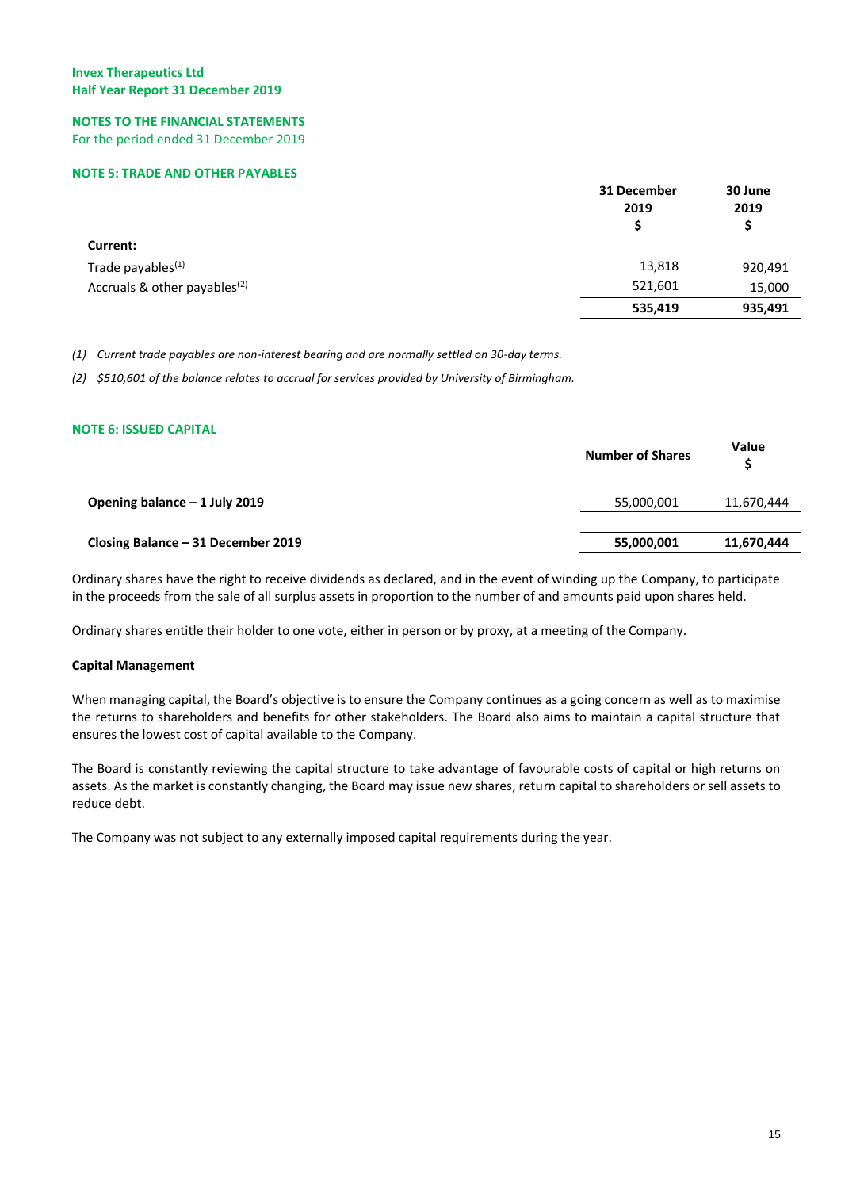## NOTES TO THE FINANCIAL STATEMENTS

For the period ended 31 December 2019

### NOTE 5: TRADE AND OTHER PAYABLES

| | 31 December 2019 $ | 30 June 2019 $ |
|---|---|---|
| **Current:** | | |
| Trade payables[1] | 13,818 | 920,491 |
| Accruals & other payables[2] | 521,601 | 15,000 |
| | **535,419** | **935,491** |

*(1) Current trade payables are non-interest bearing and are normally settled on 30-day terms.*

*(2) $510,601 of the balance relates to accrual for services provided by University of Birmingham.*

### NOTE 6: ISSUED CAPITAL

| | Number of Shares | Value $ |
|---|---|---|
| **Opening balance – 1 July 2019** | 55,000,001 | 11,670,444 |
| **Closing Balance – 31 December 2019** | **55,000,001** | **11,670,444** |

Ordinary shares have the right to receive dividends as declared, and in the event of winding up the Company, to participate in the proceeds from the sale of all surplus assets in proportion to the number of and amounts paid upon shares held.

Ordinary shares entitle their holder to one vote, either in person or by proxy, at a meeting of the Company.

**Capital Management**

When managing capital, the Board's objective is to ensure the Company continues as a going concern as well as to maximise the returns to shareholders and benefits for other stakeholders. The Board also aims to maintain a capital structure that ensures the lowest cost of capital available to the Company.

The Board is constantly reviewing the capital structure to take advantage of favourable costs of capital or high returns on assets. As the market is constantly changing, the Board may issue new shares, return capital to shareholders or sell assets to reduce debt.

The Company was not subject to any externally imposed capital requirements during the year.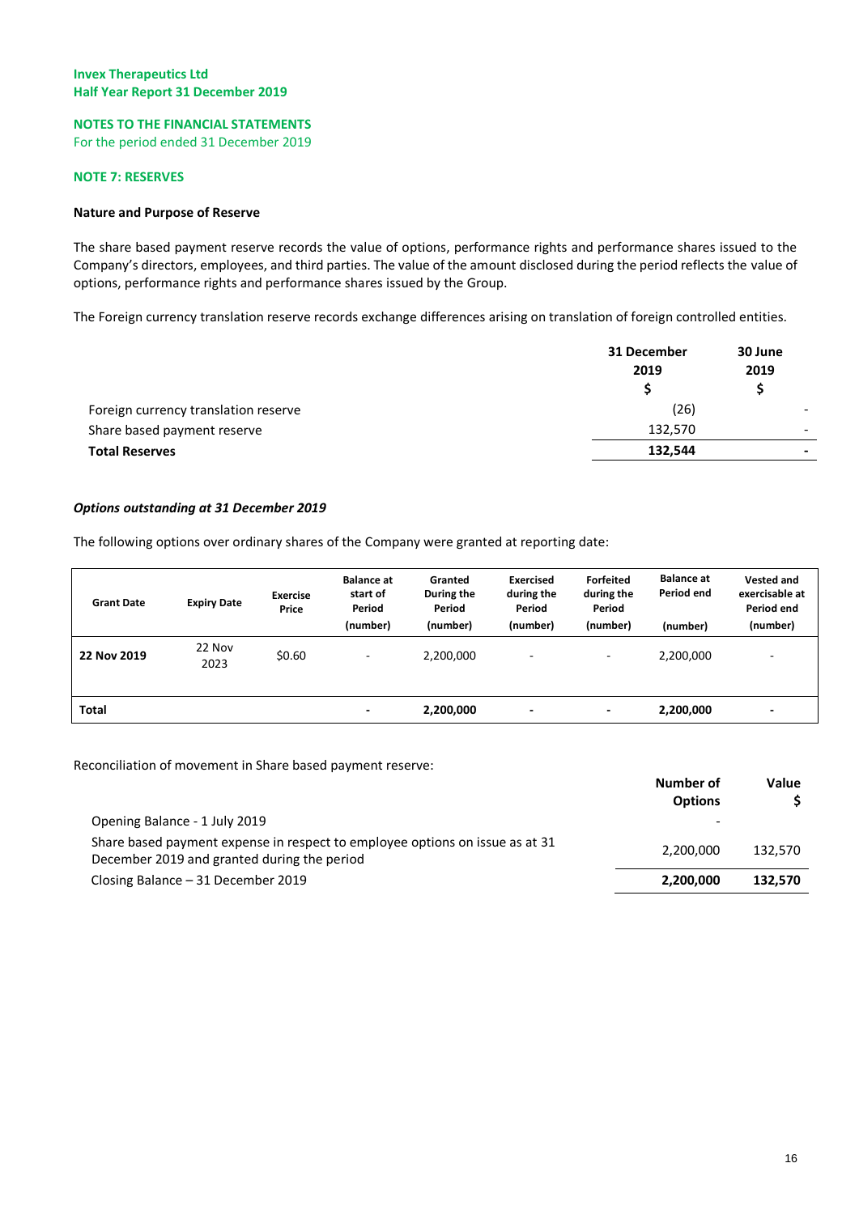**Invex Therapeutics Ltd**
**Half Year Report 31 December 2019**

**NOTES TO THE FINANCIAL STATEMENTS**
For the period ended 31 December 2019

## NOTE 7: RESERVES

### Nature and Purpose of Reserve

The share based payment reserve records the value of options, performance rights and performance shares issued to the Company's directors, employees, and third parties. The value of the amount disclosed during the period reflects the value of options, performance rights and performance shares issued by the Group.

The Foreign currency translation reserve records exchange differences arising on translation of foreign controlled entities.

| | 31 December 2019 $ | 30 June 2019 $ |
|---|---|---|
| Foreign currency translation reserve | (26) | - |
| Share based payment reserve | 132,570 | - |
| **Total Reserves** | **132,544** | **-** |

***Options outstanding at 31 December 2019***

The following options over ordinary shares of the Company were granted at reporting date:

| Grant Date | Expiry Date | Exercise Price | Balance at start of Period (number) | Granted During the Period (number) | Exercised during the Period (number) | Forfeited during the Period (number) | Balance at Period end (number) | Vested and exercisable at Period end (number) |
|---|---|---|---|---|---|---|---|---|
| **22 Nov 2019** | 22 Nov 2023 | $0.60 | - | 2,200,000 | - | - | 2,200,000 | - |
| **Total** | | | **-** | **2,200,000** | **-** | **-** | **2,200,000** | **-** |

Reconciliation of movement in Share based payment reserve:

| | Number of Options | Value $ |
|---|---|---|
| Opening Balance - 1 July 2019 | - | |
| Share based payment expense in respect to employee options on issue as at 31 December 2019 and granted during the period | 2,200,000 | 132,570 |
| Closing Balance – 31 December 2019 | **2,200,000** | **132,570** |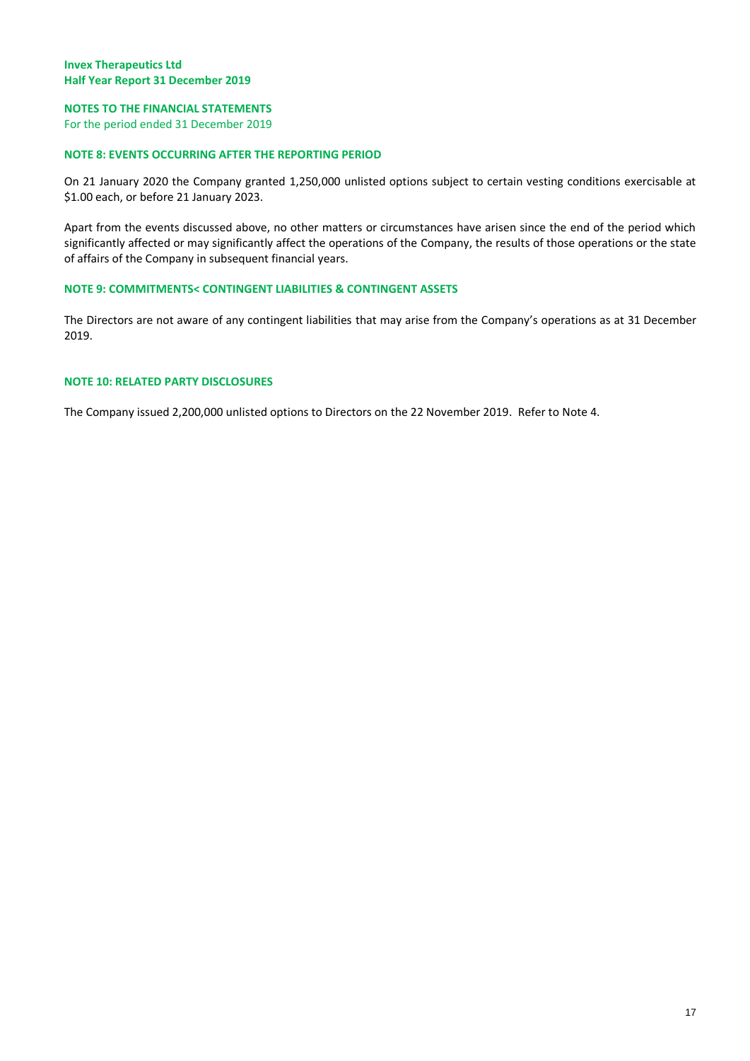**NOTES TO THE FINANCIAL STATEMENTS**
For the period ended 31 December 2019

### NOTE 8: EVENTS OCCURRING AFTER THE REPORTING PERIOD

On 21 January 2020 the Company granted 1,250,000 unlisted options subject to certain vesting conditions exercisable at $1.00 each, or before 21 January 2023.

Apart from the events discussed above, no other matters or circumstances have arisen since the end of the period which significantly affected or may significantly affect the operations of the Company, the results of those operations or the state of affairs of the Company in subsequent financial years.

### NOTE 9: COMMITMENTS< CONTINGENT LIABILITIES & CONTINGENT ASSETS

The Directors are not aware of any contingent liabilities that may arise from the Company's operations as at 31 December 2019.

### NOTE 10: RELATED PARTY DISCLOSURES

The Company issued 2,200,000 unlisted options to Directors on the 22 November 2019. Refer to Note 4.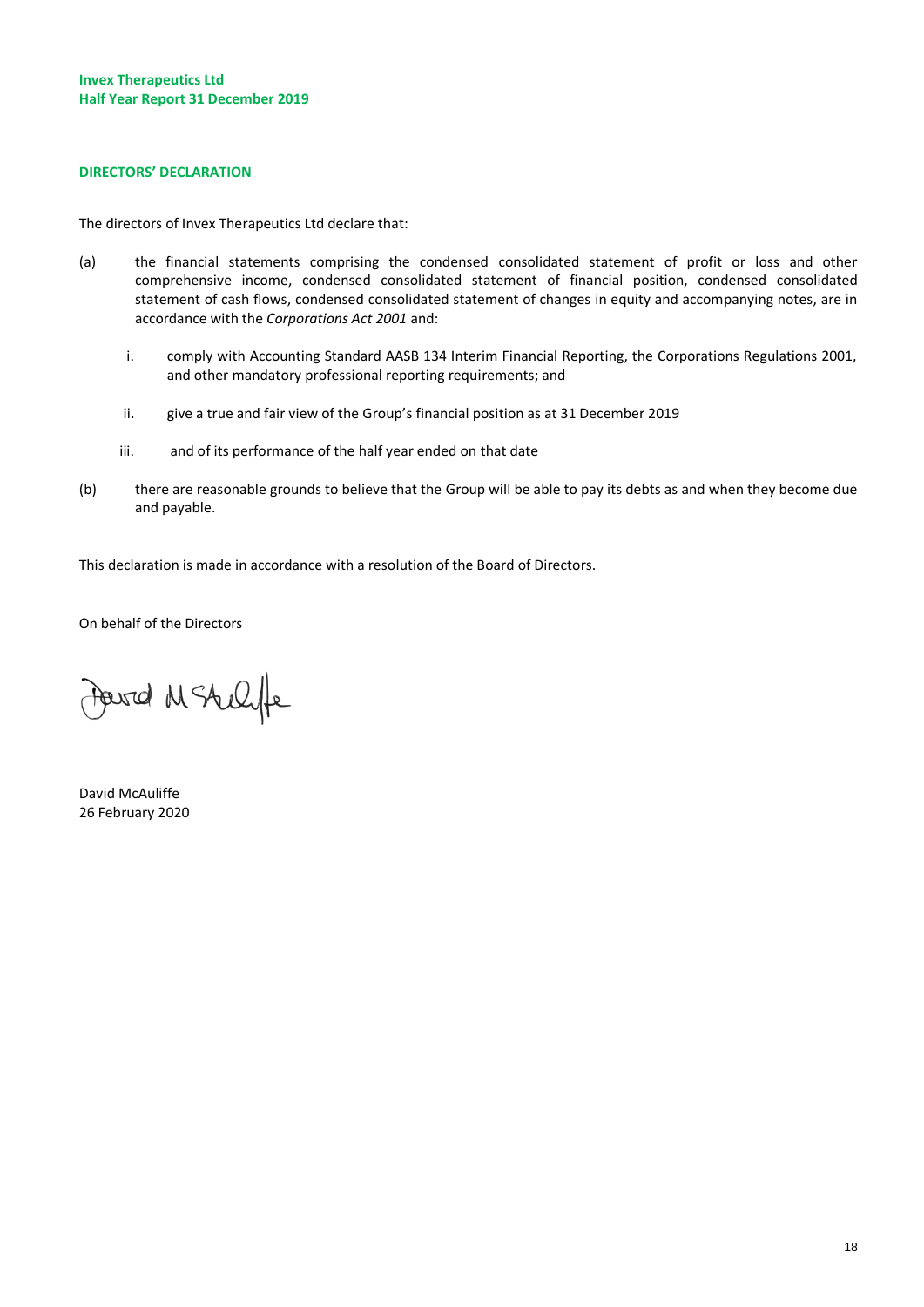## DIRECTORS' DECLARATION

The directors of Invex Therapeutics Ltd declare that:

(a) the financial statements comprising the condensed consolidated statement of profit or loss and other comprehensive income, condensed consolidated statement of financial position, condensed consolidated statement of cash flows, condensed consolidated statement of changes in equity and accompanying notes, are in accordance with the *Corporations Act 2001* and:

  i. comply with Accounting Standard AASB 134 Interim Financial Reporting, the Corporations Regulations 2001, and other mandatory professional reporting requirements; and

  ii. give a true and fair view of the Group's financial position as at 31 December 2019

  iii. and of its performance of the half year ended on that date

(b) there are reasonable grounds to believe that the Group will be able to pay its debts as and when they become due and payable.

This declaration is made in accordance with a resolution of the Board of Directors.

On behalf of the Directors

David McAuliffe
26 February 2020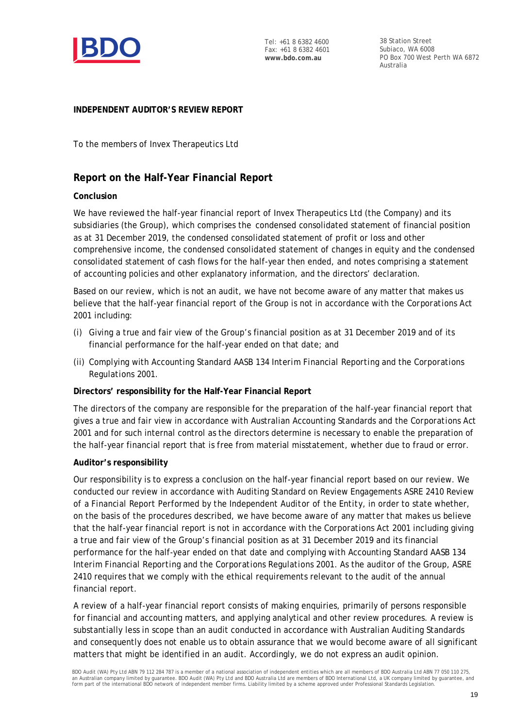Tel: +61 8 6382 4600
Fax: +61 8 6382 4601
**www.bdo.com.au**

38 Station Street
Subiaco, WA 6008
PO Box 700 West Perth WA 6872
Australia

**INDEPENDENT AUDITOR'S REVIEW REPORT**

To the members of Invex Therapeutics Ltd

## Report on the Half-Year Financial Report

**Conclusion**

We have reviewed the half-year financial report of Invex Therapeutics Ltd (the Company) and its subsidiaries (the Group), which comprises the condensed consolidated statement of financial position as at 31 December 2019, the condensed consolidated statement of profit or loss and other comprehensive income, the condensed consolidated statement of changes in equity and the condensed consolidated statement of cash flows for the half-year then ended, and notes comprising a statement of accounting policies and other explanatory information, and the directors' declaration.

Based on our review, which is not an audit, we have not become aware of any matter that makes us believe that the half-year financial report of the Group is not in accordance with the *Corporations Act 2001* including:

(i) Giving a true and fair view of the Group's financial position as at 31 December 2019 and of its financial performance for the half-year ended on that date; and

(ii) Complying with Accounting Standard AASB 134 *Interim Financial Reporting* and the *Corporations Regulations 2001*.

**Directors' responsibility for the Half-Year Financial Report**

The directors of the company are responsible for the preparation of the half-year financial report that gives a true and fair view in accordance with Australian Accounting Standards and the *Corporations Act 2001* and for such internal control as the directors determine is necessary to enable the preparation of the half-year financial report that is free from material misstatement, whether due to fraud or error.

**Auditor's responsibility**

Our responsibility is to express a conclusion on the half-year financial report based on our review. We conducted our review in accordance with Auditing Standard on Review Engagements ASRE 2410 *Review of a Financial Report Performed by the Independent Auditor of the Entity*, in order to state whether, on the basis of the procedures described, we have become aware of any matter that makes us believe that the half-year financial report is not in accordance with the Corporations Act 2001 including giving a true and fair view of the Group's financial position as at 31 December 2019 and its financial performance for the half-year ended on that date and complying with Accounting Standard AASB 134 *Interim Financial Reporting* and the *Corporations Regulations 2001*. As the auditor of the Group, ASRE 2410 requires that we comply with the ethical requirements relevant to the audit of the annual financial report.

A review of a half-year financial report consists of making enquiries, primarily of persons responsible for financial and accounting matters, and applying analytical and other review procedures. A review is substantially less in scope than an audit conducted in accordance with Australian Auditing Standards and consequently does not enable us to obtain assurance that we would become aware of all significant matters that might be identified in an audit. Accordingly, we do not express an audit opinion.

BDO Audit (WA) Pty Ltd ABN 79 112 284 787 is a member of a national association of independent entities which are all members of BDO Australia Ltd ABN 77 050 110 275, an Australian company limited by guarantee. BDO Audit (WA) Pty Ltd and BDO Australia Ltd are members of BDO International Ltd, a UK company limited by guarantee, and form part of the international BDO network of independent member firms. Liability limited by a scheme approved under Professional Standards Legislation.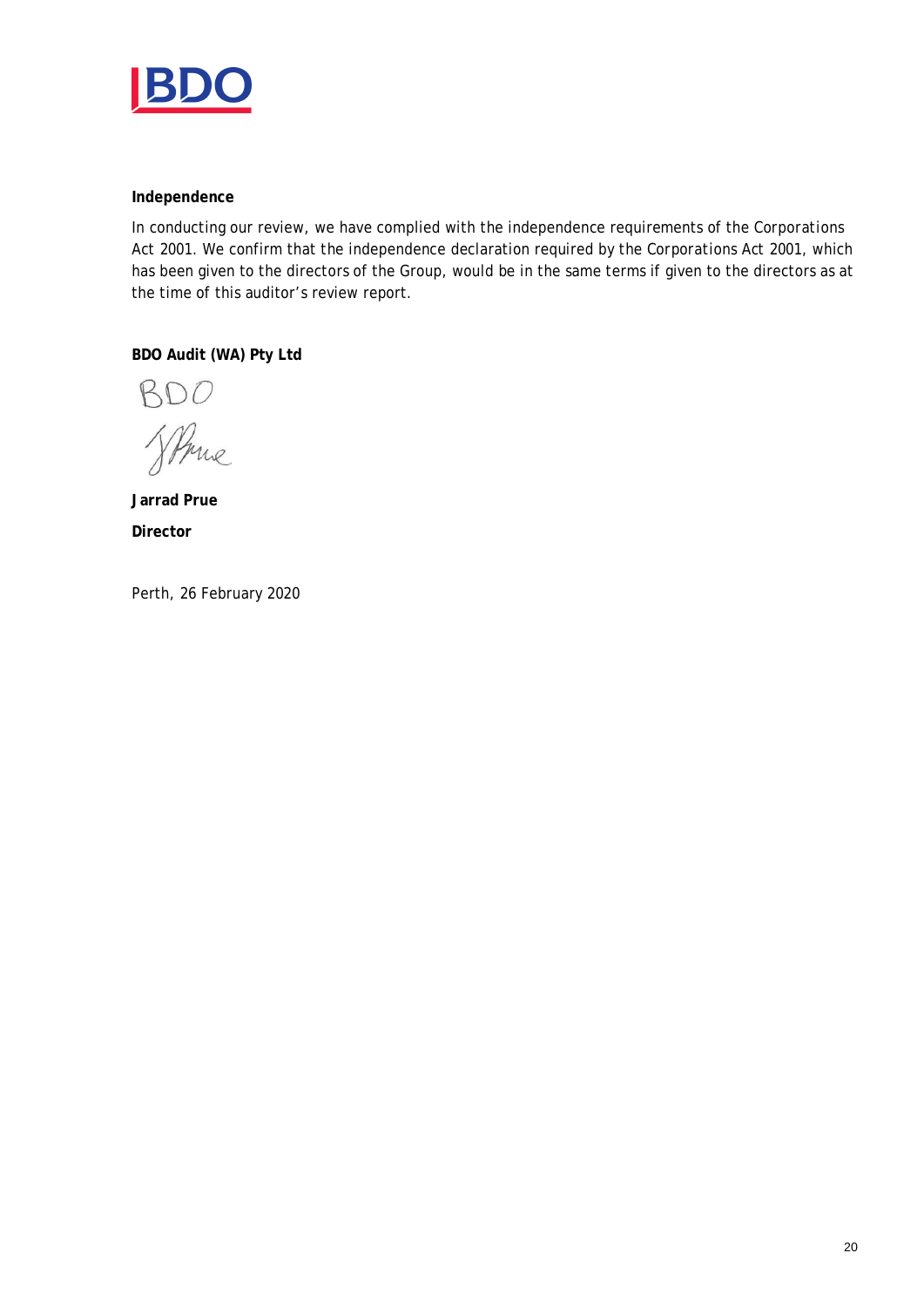**Independence**

In conducting our review, we have complied with the independence requirements of the Corporations Act 2001. We confirm that the independence declaration required by the Corporations Act 2001, which has been given to the directors of the Group, would be in the same terms if given to the directors as at the time of this auditor's review report.

**BDO Audit (WA) Pty Ltd**

BDO

**Jarrad Prue**

**Director**

Perth, 26 February 2020